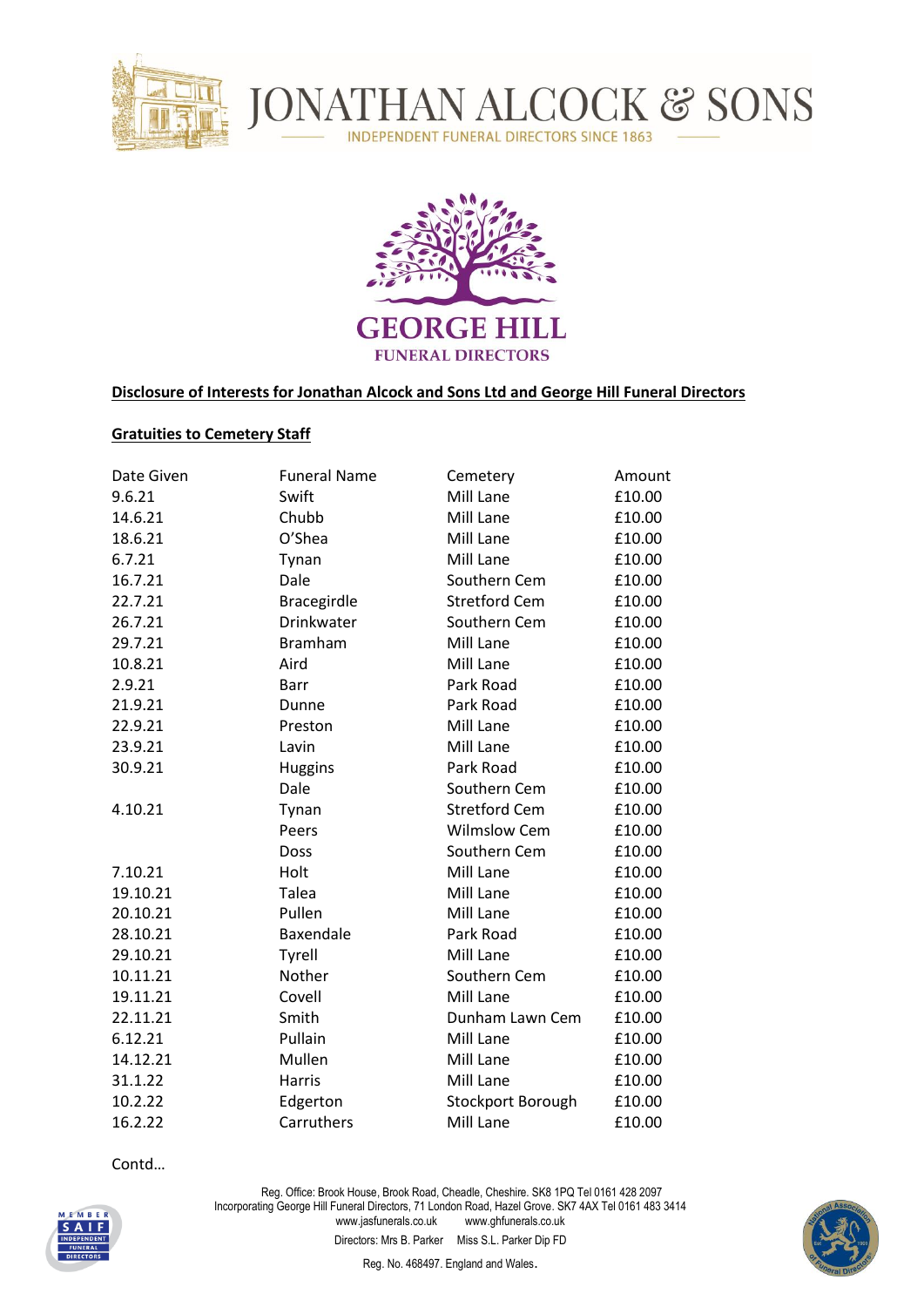# JONATHAN ALCOCK & SONS

INDEPENDENT FUNERAL DIRECTORS SINCE 1863

GEORGE HILL
FUNERAL DIRECTORS

**Disclosure of Interests for Jonathan Alcock and Sons Ltd and George Hill Funeral Directors**

**Gratuities to Cemetery Staff**

| Date Given | Funeral Name | Cemetery | Amount |
|---|---|---|---|
| 9.6.21 | Swift | Mill Lane | £10.00 |
| 14.6.21 | Chubb | Mill Lane | £10.00 |
| 18.6.21 | O'Shea | Mill Lane | £10.00 |
| 6.7.21 | Tynan | Mill Lane | £10.00 |
| 16.7.21 | Dale | Southern Cem | £10.00 |
| 22.7.21 | Bracegirdle | Stretford Cem | £10.00 |
| 26.7.21 | Drinkwater | Southern Cem | £10.00 |
| 29.7.21 | Bramham | Mill Lane | £10.00 |
| 10.8.21 | Aird | Mill Lane | £10.00 |
| 2.9.21 | Barr | Park Road | £10.00 |
| 21.9.21 | Dunne | Park Road | £10.00 |
| 22.9.21 | Preston | Mill Lane | £10.00 |
| 23.9.21 | Lavin | Mill Lane | £10.00 |
| 30.9.21 | Huggins | Park Road | £10.00 |
| | Dale | Southern Cem | £10.00 |
| 4.10.21 | Tynan | Stretford Cem | £10.00 |
| | Peers | Wilmslow Cem | £10.00 |
| | Doss | Southern Cem | £10.00 |
| 7.10.21 | Holt | Mill Lane | £10.00 |
| 19.10.21 | Talea | Mill Lane | £10.00 |
| 20.10.21 | Pullen | Mill Lane | £10.00 |
| 28.10.21 | Baxendale | Park Road | £10.00 |
| 29.10.21 | Tyrell | Mill Lane | £10.00 |
| 10.11.21 | Nother | Southern Cem | £10.00 |
| 19.11.21 | Covell | Mill Lane | £10.00 |
| 22.11.21 | Smith | Dunham Lawn Cem | £10.00 |
| 6.12.21 | Pullain | Mill Lane | £10.00 |
| 14.12.21 | Mullen | Mill Lane | £10.00 |
| 31.1.22 | Harris | Mill Lane | £10.00 |
| 10.2.22 | Edgerton | Stockport Borough | £10.00 |
| 16.2.22 | Carruthers | Mill Lane | £10.00 |

Contd…

Reg. Office: Brook House, Brook Road, Cheadle, Cheshire. SK8 1PQ Tel 0161 428 2097
Incorporating George Hill Funeral Directors, 71 London Road, Hazel Grove. SK7 4AX Tel 0161 483 3414
www.jasfunerals.co.uk www.ghfunerals.co.uk
Directors: Mrs B. Parker Miss S.L. Parker Dip FD
Reg. No. 468497. England and Wales.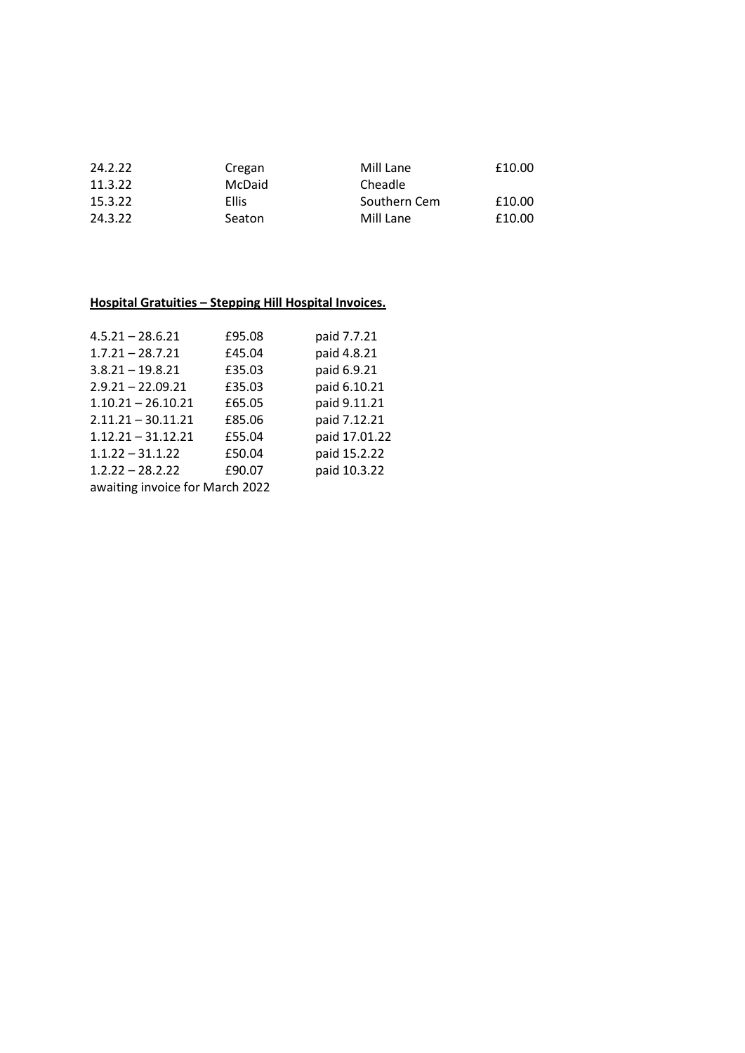| | | | |
|---|---|---|---|
| 24.2.22 | Cregan | Mill Lane | £10.00 |
| 11.3.22 | McDaid | Cheadle | |
| 15.3.22 | Ellis | Southern Cem | £10.00 |
| 24.3.22 | Seaton | Mill Lane | £10.00 |

**Hospital Gratuities – Stepping Hill Hospital Invoices.**

| | | |
|---|---|---|
| 4.5.21 – 28.6.21 | £95.08 | paid 7.7.21 |
| 1.7.21 – 28.7.21 | £45.04 | paid 4.8.21 |
| 3.8.21 – 19.8.21 | £35.03 | paid 6.9.21 |
| 2.9.21 – 22.09.21 | £35.03 | paid 6.10.21 |
| 1.10.21 – 26.10.21 | £65.05 | paid 9.11.21 |
| 2.11.21 – 30.11.21 | £85.06 | paid 7.12.21 |
| 1.12.21 – 31.12.21 | £55.04 | paid 17.01.22 |
| 1.1.22 – 31.1.22 | £50.04 | paid 15.2.22 |
| 1.2.22 – 28.2.22 | £90.07 | paid 10.3.22 |

awaiting invoice for March 2022